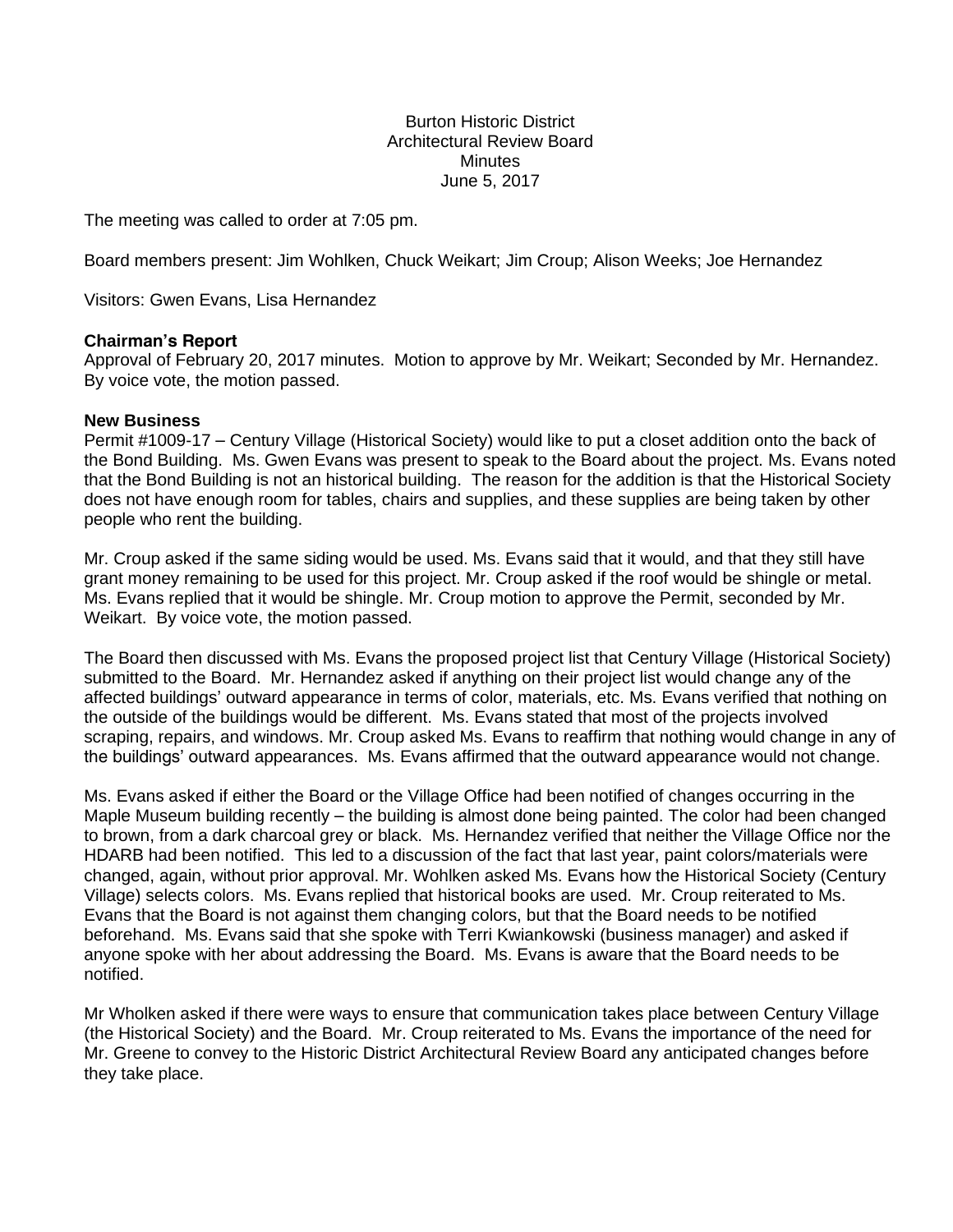Burton Historic District
Architectural Review Board
Minutes
June 5, 2017

The meeting was called to order at 7:05 pm.

Board members present: Jim Wohlken, Chuck Weikart; Jim Croup; Alison Weeks; Joe Hernandez

Visitors: Gwen Evans, Lisa Hernandez

**Chairman's Report**

Approval of February 20, 2017 minutes. Motion to approve by Mr. Weikart; Seconded by Mr. Hernandez. By voice vote, the motion passed.

**New Business**

Permit #1009-17 – Century Village (Historical Society) would like to put a closet addition onto the back of the Bond Building. Ms. Gwen Evans was present to speak to the Board about the project. Ms. Evans noted that the Bond Building is not an historical building. The reason for the addition is that the Historical Society does not have enough room for tables, chairs and supplies, and these supplies are being taken by other people who rent the building.

Mr. Croup asked if the same siding would be used. Ms. Evans said that it would, and that they still have grant money remaining to be used for this project. Mr. Croup asked if the roof would be shingle or metal. Ms. Evans replied that it would be shingle. Mr. Croup motion to approve the Permit, seconded by Mr. Weikart. By voice vote, the motion passed.

The Board then discussed with Ms. Evans the proposed project list that Century Village (Historical Society) submitted to the Board. Mr. Hernandez asked if anything on their project list would change any of the affected buildings' outward appearance in terms of color, materials, etc. Ms. Evans verified that nothing on the outside of the buildings would be different. Ms. Evans stated that most of the projects involved scraping, repairs, and windows. Mr. Croup asked Ms. Evans to reaffirm that nothing would change in any of the buildings' outward appearances. Ms. Evans affirmed that the outward appearance would not change.

Ms. Evans asked if either the Board or the Village Office had been notified of changes occurring in the Maple Museum building recently – the building is almost done being painted. The color had been changed to brown, from a dark charcoal grey or black. Ms. Hernandez verified that neither the Village Office nor the HDARB had been notified. This led to a discussion of the fact that last year, paint colors/materials were changed, again, without prior approval. Mr. Wohlken asked Ms. Evans how the Historical Society (Century Village) selects colors. Ms. Evans replied that historical books are used. Mr. Croup reiterated to Ms. Evans that the Board is not against them changing colors, but that the Board needs to be notified beforehand. Ms. Evans said that she spoke with Terri Kwiankowski (business manager) and asked if anyone spoke with her about addressing the Board. Ms. Evans is aware that the Board needs to be notified.

Mr Wholken asked if there were ways to ensure that communication takes place between Century Village (the Historical Society) and the Board. Mr. Croup reiterated to Ms. Evans the importance of the need for Mr. Greene to convey to the Historic District Architectural Review Board any anticipated changes before they take place.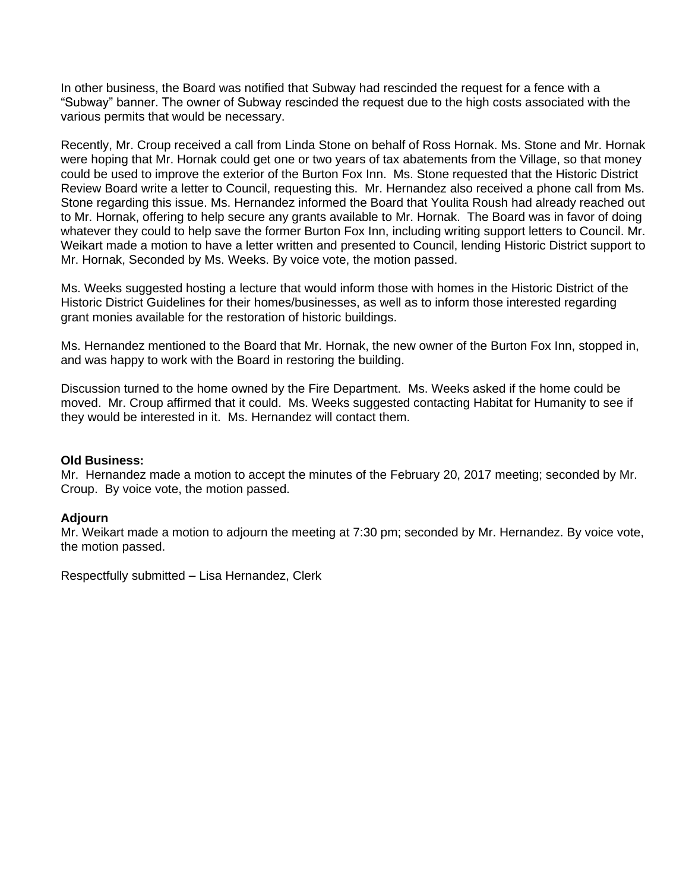In other business, the Board was notified that Subway had rescinded the request for a fence with a "Subway" banner. The owner of Subway rescinded the request due to the high costs associated with the various permits that would be necessary.

Recently, Mr. Croup received a call from Linda Stone on behalf of Ross Hornak. Ms. Stone and Mr. Hornak were hoping that Mr. Hornak could get one or two years of tax abatements from the Village, so that money could be used to improve the exterior of the Burton Fox Inn. Ms. Stone requested that the Historic District Review Board write a letter to Council, requesting this. Mr. Hernandez also received a phone call from Ms. Stone regarding this issue. Ms. Hernandez informed the Board that Youlita Roush had already reached out to Mr. Hornak, offering to help secure any grants available to Mr. Hornak. The Board was in favor of doing whatever they could to help save the former Burton Fox Inn, including writing support letters to Council. Mr. Weikart made a motion to have a letter written and presented to Council, lending Historic District support to Mr. Hornak, Seconded by Ms. Weeks. By voice vote, the motion passed.

Ms. Weeks suggested hosting a lecture that would inform those with homes in the Historic District of the Historic District Guidelines for their homes/businesses, as well as to inform those interested regarding grant monies available for the restoration of historic buildings.

Ms. Hernandez mentioned to the Board that Mr. Hornak, the new owner of the Burton Fox Inn, stopped in, and was happy to work with the Board in restoring the building.

Discussion turned to the home owned by the Fire Department. Ms. Weeks asked if the home could be moved. Mr. Croup affirmed that it could. Ms. Weeks suggested contacting Habitat for Humanity to see if they would be interested in it. Ms. Hernandez will contact them.

**Old Business:**
Mr. Hernandez made a motion to accept the minutes of the February 20, 2017 meeting; seconded by Mr. Croup. By voice vote, the motion passed.

**Adjourn**
Mr. Weikart made a motion to adjourn the meeting at 7:30 pm; seconded by Mr. Hernandez. By voice vote, the motion passed.

Respectfully submitted – Lisa Hernandez, Clerk